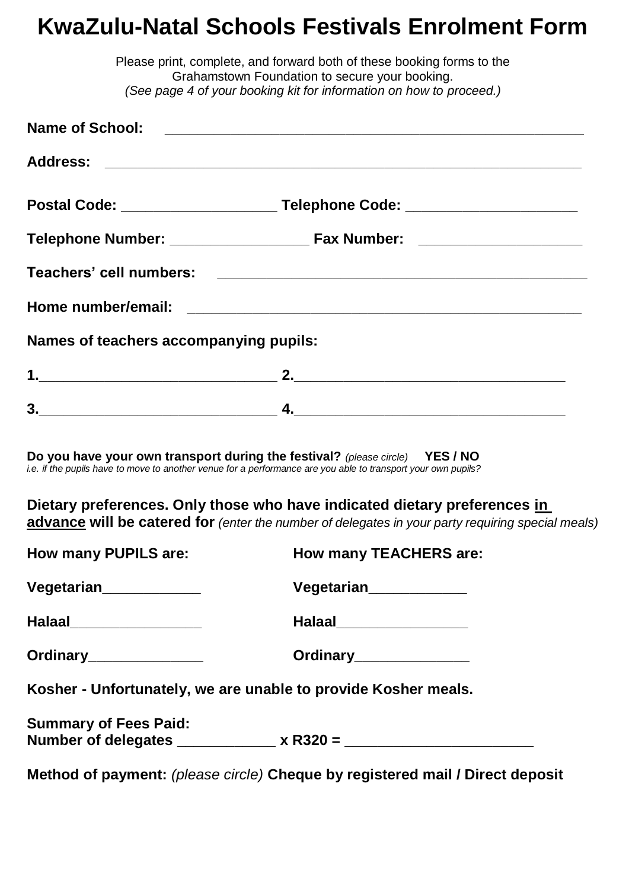# KwaZulu-Natal Schools Festivals Enrolment Form

Please print, complete, and forward both of these booking forms to the Grahamstown Foundation to secure your booking.
*(See page 4 of your booking kit for information on how to proceed.)*

**Name of School:** ______________________________________________________

**Address:** __________________________________________________________

**Postal Code:** ___________________ **Telephone Code:** _____________________

**Telephone Number:** _________________ **Fax Number:** ____________________

**Teachers' cell numbers:** ______________________________________________

**Home number/email:** _________________________________________________

**Names of teachers accompanying pupils:**

**1.**_____________________________ **2.**_________________________________

**3.**_____________________________ **4.**_________________________________

**Do you have your own transport during the festival?** *(please circle)* **YES / NO**
*i.e. if the pupils have to move to another venue for a performance are you able to transport your own pupils?*

**Dietary preferences. Only those who have indicated dietary preferences <u>in advance</u> will be catered for** *(enter the number of delegates in your party requiring special meals)*

| How many PUPILS are: | How many TEACHERS are: |
| --- | --- |
| Vegetarian____________ | Vegetarian____________ |
| Halaal________________ | Halaal________________ |
| Ordinary______________ | Ordinary______________ |

**Kosher - Unfortunately, we are unable to provide Kosher meals.**

**Summary of Fees Paid:**
**Number of delegates ____________ x R320 = _______________________**

**Method of payment:** *(please circle)* **Cheque by registered mail / Direct deposit**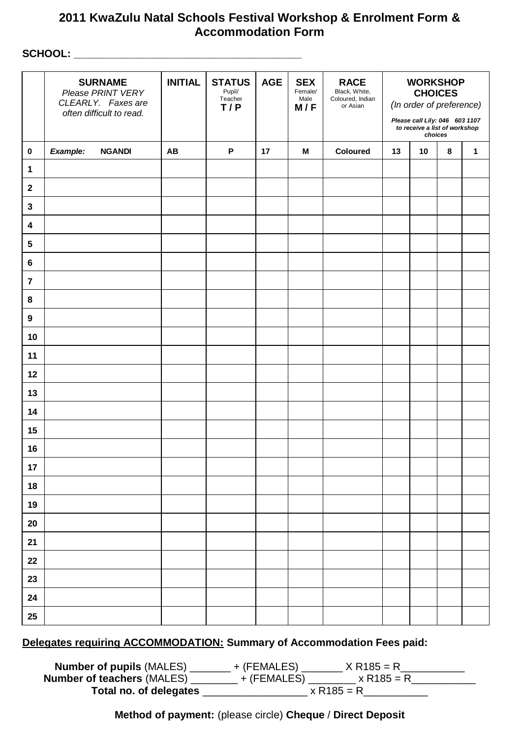# 2011 KwaZulu Natal Schools Festival Workshop & Enrolment Form & Accommodation Form

**SCHOOL:** ________________________________________

| | **SURNAME** *Please PRINT VERY CLEARLY. Faxes are often difficult to read.* | **INITIAL** | **STATUS** Pupil/ Teacher **T / P** | **AGE** | **SEX** Female/ Male **M / F** | **RACE** Black, White, Coloured, Indian or Asian | **WORKSHOP CHOICES** *(In order of preference)* ***Please call Lily: 046 603 1107 to receive a list of workshop choices*** | | | |
|---|---|---|---|---|---|---|---|---|---|---|
| **0** | ***Example:*** **NGANDI** | **AB** | **P** | **17** | **M** | **Coloured** | **13** | **10** | **8** | **1** |
| **1** | | | | | | | | | | |
| **2** | | | | | | | | | | |
| **3** | | | | | | | | | | |
| **4** | | | | | | | | | | |
| **5** | | | | | | | | | | |
| **6** | | | | | | | | | | |
| **7** | | | | | | | | | | |
| **8** | | | | | | | | | | |
| **9** | | | | | | | | | | |
| **10** | | | | | | | | | | |
| **11** | | | | | | | | | | |
| **12** | | | | | | | | | | |
| **13** | | | | | | | | | | |
| **14** | | | | | | | | | | |
| **15** | | | | | | | | | | |
| **16** | | | | | | | | | | |
| **17** | | | | | | | | | | |
| **18** | | | | | | | | | | |
| **19** | | | | | | | | | | |
| **20** | | | | | | | | | | |
| **21** | | | | | | | | | | |
| **22** | | | | | | | | | | |
| **23** | | | | | | | | | | |
| **24** | | | | | | | | | | |
| **25** | | | | | | | | | | |

**Delegates requiring ACCOMMODATION: Summary of Accommodation Fees paid:**

**Number of pupils** (MALES) _______ + (FEMALES) _______ X R185 = R___________

**Number of teachers** (MALES) ________ + (FEMALES) ________ x R185 = R___________

**Total no. of delegates** _________________ x R185 = R___________

**Method of payment:** (please circle) **Cheque** / **Direct Deposit**